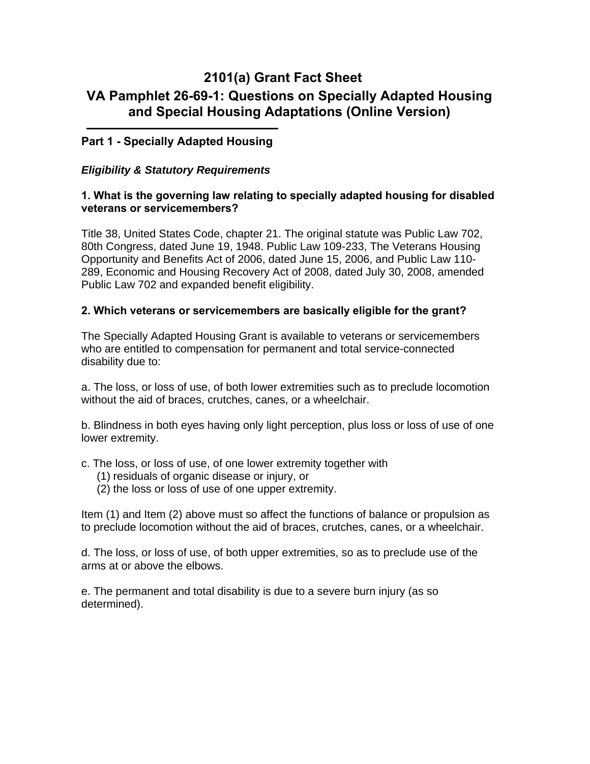# 2101(a) Grant Fact Sheet

# VA Pamphlet 26-69-1: Questions on Specially Adapted Housing and Special Housing Adaptations (Online Version)

## Part 1 - Specially Adapted Housing

### *Eligibility & Statutory Requirements*

**1. What is the governing law relating to specially adapted housing for disabled veterans or servicemembers?**

Title 38, United States Code, chapter 21. The original statute was Public Law 702, 80th Congress, dated June 19, 1948. Public Law 109-233, The Veterans Housing Opportunity and Benefits Act of 2006, dated June 15, 2006, and Public Law 110-289, Economic and Housing Recovery Act of 2008, dated July 30, 2008, amended Public Law 702 and expanded benefit eligibility.

**2. Which veterans or servicemembers are basically eligible for the grant?**

The Specially Adapted Housing Grant is available to veterans or servicemembers who are entitled to compensation for permanent and total service-connected disability due to:

a. The loss, or loss of use, of both lower extremities such as to preclude locomotion without the aid of braces, crutches, canes, or a wheelchair.

b. Blindness in both eyes having only light perception, plus loss or loss of use of one lower extremity.

c. The loss, or loss of use, of one lower extremity together with
   (1) residuals of organic disease or injury, or
   (2) the loss or loss of use of one upper extremity.

Item (1) and Item (2) above must so affect the functions of balance or propulsion as to preclude locomotion without the aid of braces, crutches, canes, or a wheelchair.

d. The loss, or loss of use, of both upper extremities, so as to preclude use of the arms at or above the elbows.

e. The permanent and total disability is due to a severe burn injury (as so determined).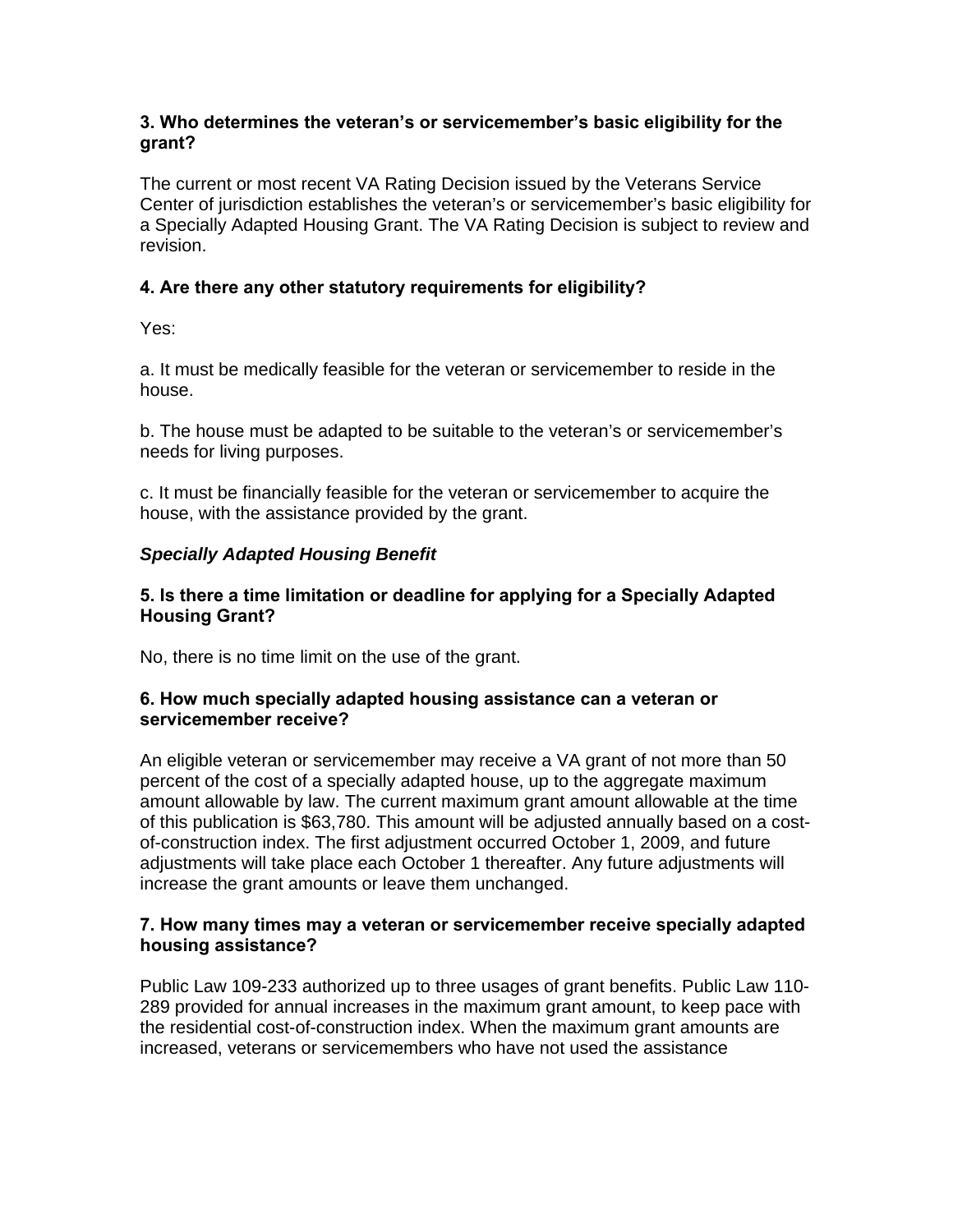**3. Who determines the veteran's or servicemember's basic eligibility for the grant?**

The current or most recent VA Rating Decision issued by the Veterans Service Center of jurisdiction establishes the veteran's or servicemember's basic eligibility for a Specially Adapted Housing Grant. The VA Rating Decision is subject to review and revision.

**4. Are there any other statutory requirements for eligibility?**

Yes:

a. It must be medically feasible for the veteran or servicemember to reside in the house.

b. The house must be adapted to be suitable to the veteran's or servicemember's needs for living purposes.

c. It must be financially feasible for the veteran or servicemember to acquire the house, with the assistance provided by the grant.

***Specially Adapted Housing Benefit***

**5. Is there a time limitation or deadline for applying for a Specially Adapted Housing Grant?**

No, there is no time limit on the use of the grant.

**6. How much specially adapted housing assistance can a veteran or servicemember receive?**

An eligible veteran or servicemember may receive a VA grant of not more than 50 percent of the cost of a specially adapted house, up to the aggregate maximum amount allowable by law. The current maximum grant amount allowable at the time of this publication is $63,780. This amount will be adjusted annually based on a cost-of-construction index. The first adjustment occurred October 1, 2009, and future adjustments will take place each October 1 thereafter. Any future adjustments will increase the grant amounts or leave them unchanged.

**7. How many times may a veteran or servicemember receive specially adapted housing assistance?**

Public Law 109-233 authorized up to three usages of grant benefits. Public Law 110-289 provided for annual increases in the maximum grant amount, to keep pace with the residential cost-of-construction index. When the maximum grant amounts are increased, veterans or servicemembers who have not used the assistance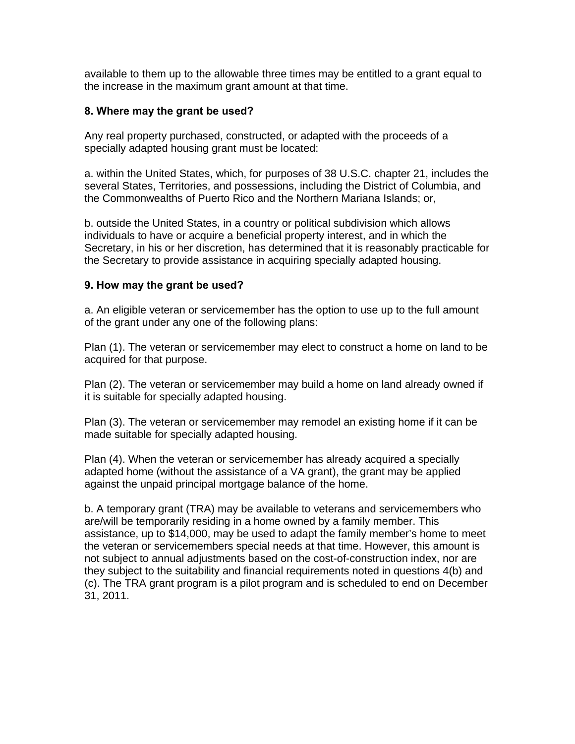available to them up to the allowable three times may be entitled to a grant equal to the increase in the maximum grant amount at that time.

**8. Where may the grant be used?**

Any real property purchased, constructed, or adapted with the proceeds of a specially adapted housing grant must be located:

a. within the United States, which, for purposes of 38 U.S.C. chapter 21, includes the several States, Territories, and possessions, including the District of Columbia, and the Commonwealths of Puerto Rico and the Northern Mariana Islands; or,

b. outside the United States, in a country or political subdivision which allows individuals to have or acquire a beneficial property interest, and in which the Secretary, in his or her discretion, has determined that it is reasonably practicable for the Secretary to provide assistance in acquiring specially adapted housing.

**9. How may the grant be used?**

a. An eligible veteran or servicemember has the option to use up to the full amount of the grant under any one of the following plans:

Plan (1). The veteran or servicemember may elect to construct a home on land to be acquired for that purpose.

Plan (2). The veteran or servicemember may build a home on land already owned if it is suitable for specially adapted housing.

Plan (3). The veteran or servicemember may remodel an existing home if it can be made suitable for specially adapted housing.

Plan (4). When the veteran or servicemember has already acquired a specially adapted home (without the assistance of a VA grant), the grant may be applied against the unpaid principal mortgage balance of the home.

b. A temporary grant (TRA) may be available to veterans and servicemembers who are/will be temporarily residing in a home owned by a family member. This assistance, up to $14,000, may be used to adapt the family member's home to meet the veteran or servicemembers special needs at that time. However, this amount is not subject to annual adjustments based on the cost-of-construction index, nor are they subject to the suitability and financial requirements noted in questions 4(b) and (c). The TRA grant program is a pilot program and is scheduled to end on December 31, 2011.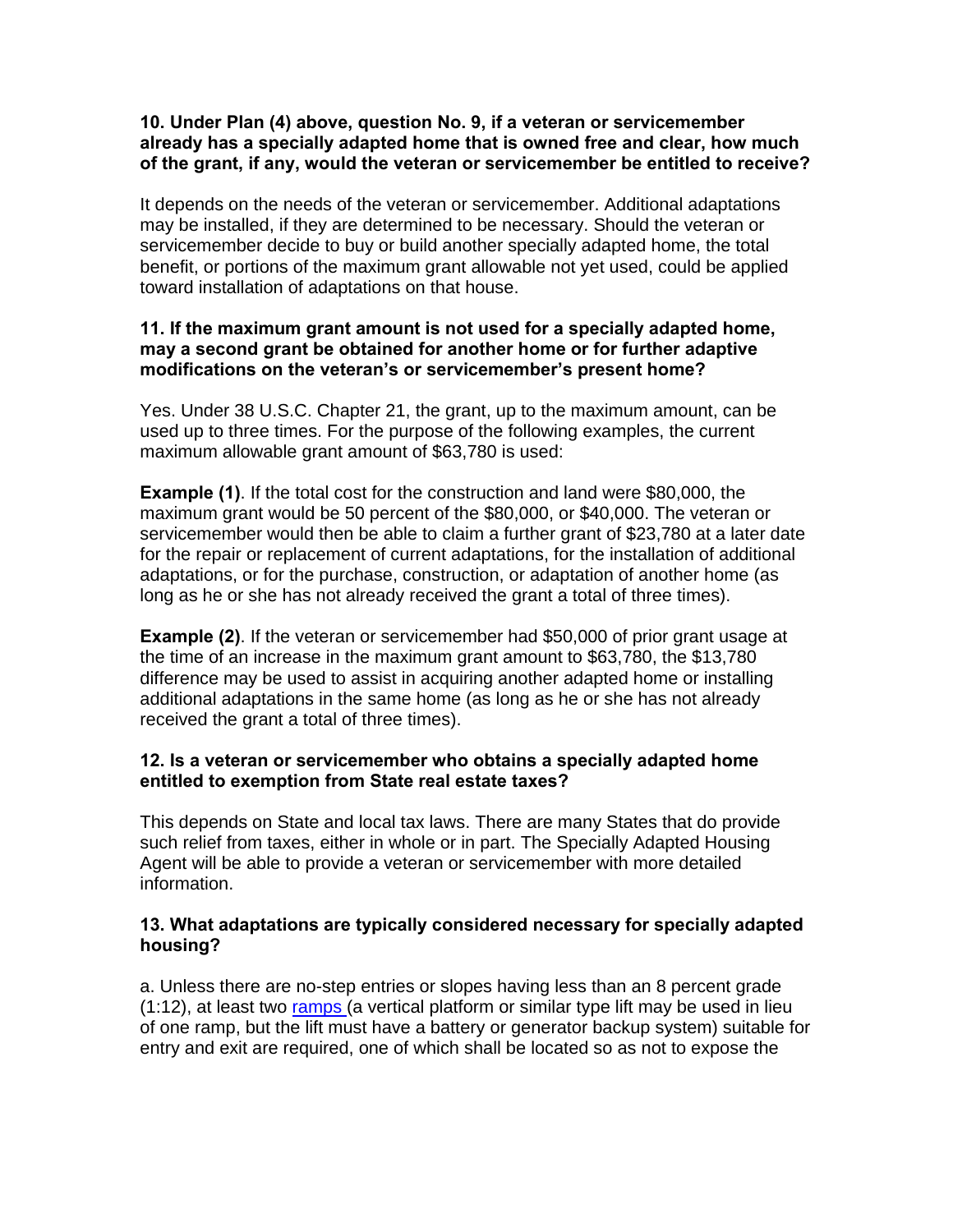**10. Under Plan (4) above, question No. 9, if a veteran or servicemember already has a specially adapted home that is owned free and clear, how much of the grant, if any, would the veteran or servicemember be entitled to receive?**

It depends on the needs of the veteran or servicemember. Additional adaptations may be installed, if they are determined to be necessary. Should the veteran or servicemember decide to buy or build another specially adapted home, the total benefit, or portions of the maximum grant allowable not yet used, could be applied toward installation of adaptations on that house.

**11. If the maximum grant amount is not used for a specially adapted home, may a second grant be obtained for another home or for further adaptive modifications on the veteran's or servicemember's present home?**

Yes. Under 38 U.S.C. Chapter 21, the grant, up to the maximum amount, can be used up to three times. For the purpose of the following examples, the current maximum allowable grant amount of $63,780 is used:

**Example (1)**. If the total cost for the construction and land were $80,000, the maximum grant would be 50 percent of the $80,000, or $40,000. The veteran or servicemember would then be able to claim a further grant of $23,780 at a later date for the repair or replacement of current adaptations, for the installation of additional adaptations, or for the purchase, construction, or adaptation of another home (as long as he or she has not already received the grant a total of three times).

**Example (2)**. If the veteran or servicemember had $50,000 of prior grant usage at the time of an increase in the maximum grant amount to $63,780, the $13,780 difference may be used to assist in acquiring another adapted home or installing additional adaptations in the same home (as long as he or she has not already received the grant a total of three times).

**12. Is a veteran or servicemember who obtains a specially adapted home entitled to exemption from State real estate taxes?**

This depends on State and local tax laws. There are many States that do provide such relief from taxes, either in whole or in part. The Specially Adapted Housing Agent will be able to provide a veteran or servicemember with more detailed information.

**13. What adaptations are typically considered necessary for specially adapted housing?**

a. Unless there are no-step entries or slopes having less than an 8 percent grade (1:12), at least two ramps (a vertical platform or similar type lift may be used in lieu of one ramp, but the lift must have a battery or generator backup system) suitable for entry and exit are required, one of which shall be located so as not to expose the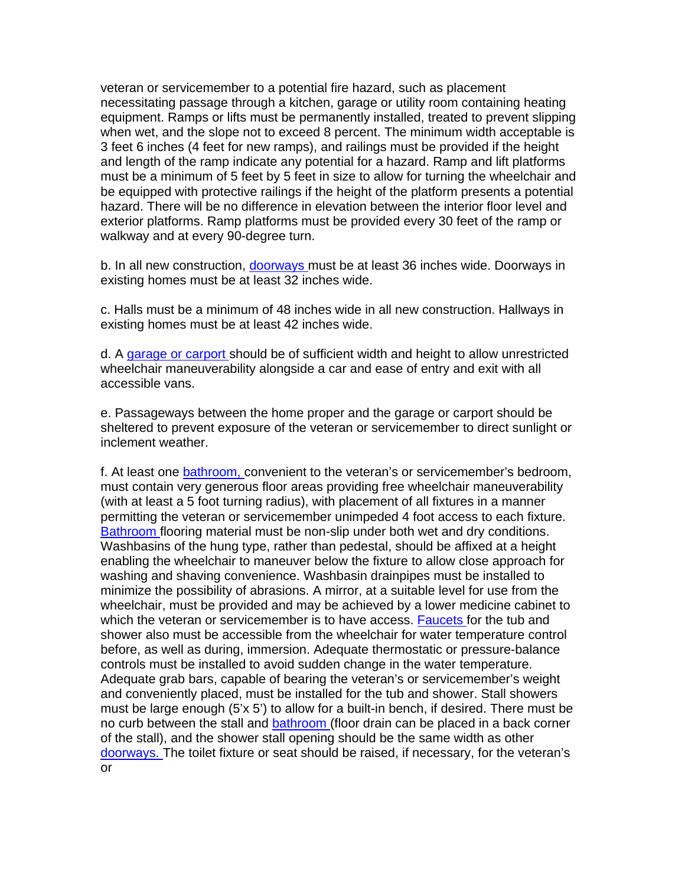veteran or servicemember to a potential fire hazard, such as placement necessitating passage through a kitchen, garage or utility room containing heating equipment. Ramps or lifts must be permanently installed, treated to prevent slipping when wet, and the slope not to exceed 8 percent. The minimum width acceptable is 3 feet 6 inches (4 feet for new ramps), and railings must be provided if the height and length of the ramp indicate any potential for a hazard. Ramp and lift platforms must be a minimum of 5 feet by 5 feet in size to allow for turning the wheelchair and be equipped with protective railings if the height of the platform presents a potential hazard. There will be no difference in elevation between the interior floor level and exterior platforms. Ramp platforms must be provided every 30 feet of the ramp or walkway and at every 90-degree turn.

b. In all new construction, doorways must be at least 36 inches wide. Doorways in existing homes must be at least 32 inches wide.

c. Halls must be a minimum of 48 inches wide in all new construction. Hallways in existing homes must be at least 42 inches wide.

d. A garage or carport should be of sufficient width and height to allow unrestricted wheelchair maneuverability alongside a car and ease of entry and exit with all accessible vans.

e. Passageways between the home proper and the garage or carport should be sheltered to prevent exposure of the veteran or servicemember to direct sunlight or inclement weather.

f. At least one bathroom, convenient to the veteran's or servicemember's bedroom, must contain very generous floor areas providing free wheelchair maneuverability (with at least a 5 foot turning radius), with placement of all fixtures in a manner permitting the veteran or servicemember unimpeded 4 foot access to each fixture. Bathroom flooring material must be non-slip under both wet and dry conditions. Washbasins of the hung type, rather than pedestal, should be affixed at a height enabling the wheelchair to maneuver below the fixture to allow close approach for washing and shaving convenience. Washbasin drainpipes must be installed to minimize the possibility of abrasions. A mirror, at a suitable level for use from the wheelchair, must be provided and may be achieved by a lower medicine cabinet to which the veteran or servicemember is to have access. Faucets for the tub and shower also must be accessible from the wheelchair for water temperature control before, as well as during, immersion. Adequate thermostatic or pressure-balance controls must be installed to avoid sudden change in the water temperature. Adequate grab bars, capable of bearing the veteran's or servicemember's weight and conveniently placed, must be installed for the tub and shower. Stall showers must be large enough (5'x 5') to allow for a built-in bench, if desired. There must be no curb between the stall and bathroom (floor drain can be placed in a back corner of the stall), and the shower stall opening should be the same width as other doorways. The toilet fixture or seat should be raised, if necessary, for the veteran's or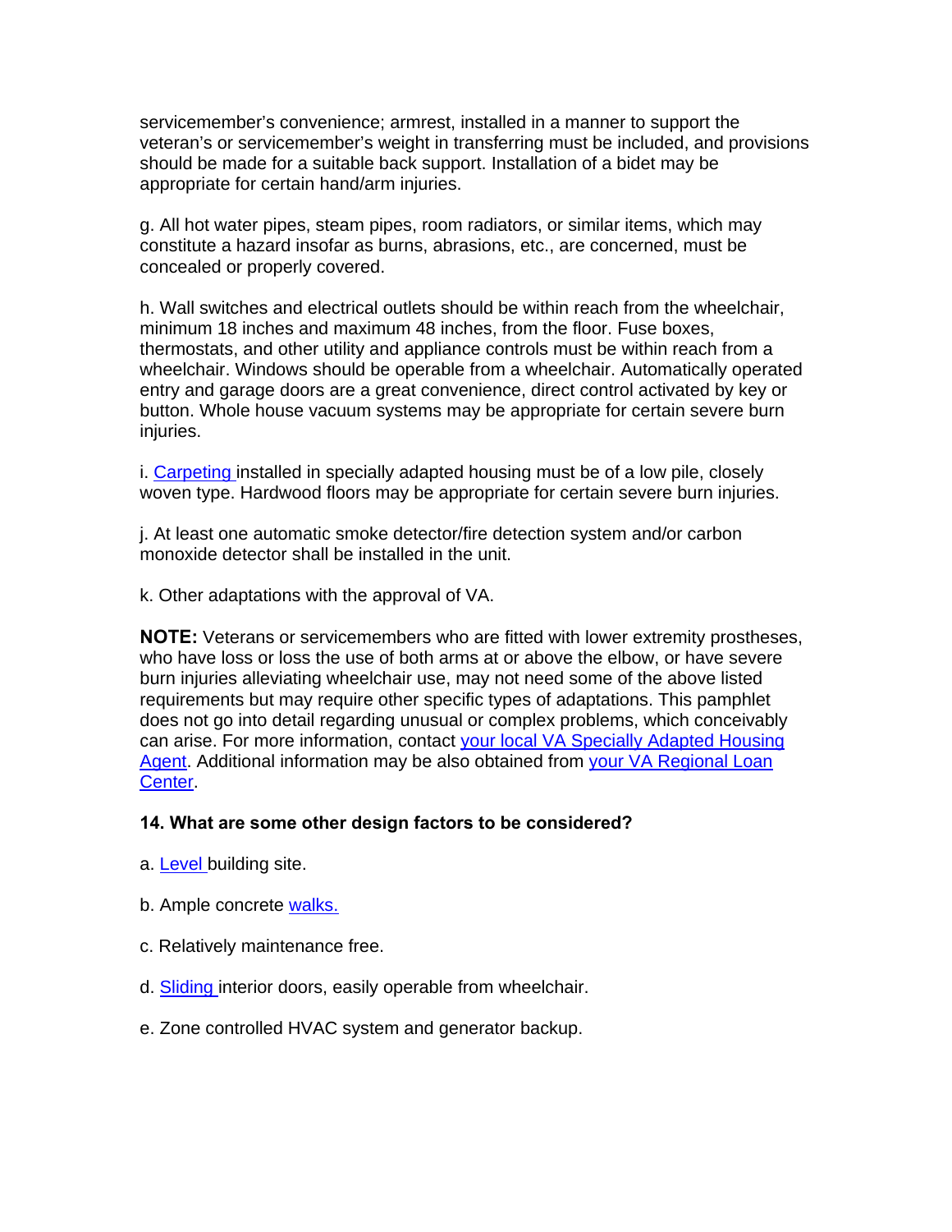servicemember's convenience; armrest, installed in a manner to support the veteran's or servicemember's weight in transferring must be included, and provisions should be made for a suitable back support. Installation of a bidet may be appropriate for certain hand/arm injuries.

g. All hot water pipes, steam pipes, room radiators, or similar items, which may constitute a hazard insofar as burns, abrasions, etc., are concerned, must be concealed or properly covered.

h. Wall switches and electrical outlets should be within reach from the wheelchair, minimum 18 inches and maximum 48 inches, from the floor. Fuse boxes, thermostats, and other utility and appliance controls must be within reach from a wheelchair. Windows should be operable from a wheelchair. Automatically operated entry and garage doors are a great convenience, direct control activated by key or button. Whole house vacuum systems may be appropriate for certain severe burn injuries.

i. Carpeting installed in specially adapted housing must be of a low pile, closely woven type. Hardwood floors may be appropriate for certain severe burn injuries.

j. At least one automatic smoke detector/fire detection system and/or carbon monoxide detector shall be installed in the unit.

k. Other adaptations with the approval of VA.

**NOTE:** Veterans or servicemembers who are fitted with lower extremity prostheses, who have loss or loss the use of both arms at or above the elbow, or have severe burn injuries alleviating wheelchair use, may not need some of the above listed requirements but may require other specific types of adaptations. This pamphlet does not go into detail regarding unusual or complex problems, which conceivably can arise. For more information, contact your local VA Specially Adapted Housing Agent. Additional information may be also obtained from your VA Regional Loan Center.

**14. What are some other design factors to be considered?**

a. Level building site.

b. Ample concrete walks.

c. Relatively maintenance free.

d. Sliding interior doors, easily operable from wheelchair.

e. Zone controlled HVAC system and generator backup.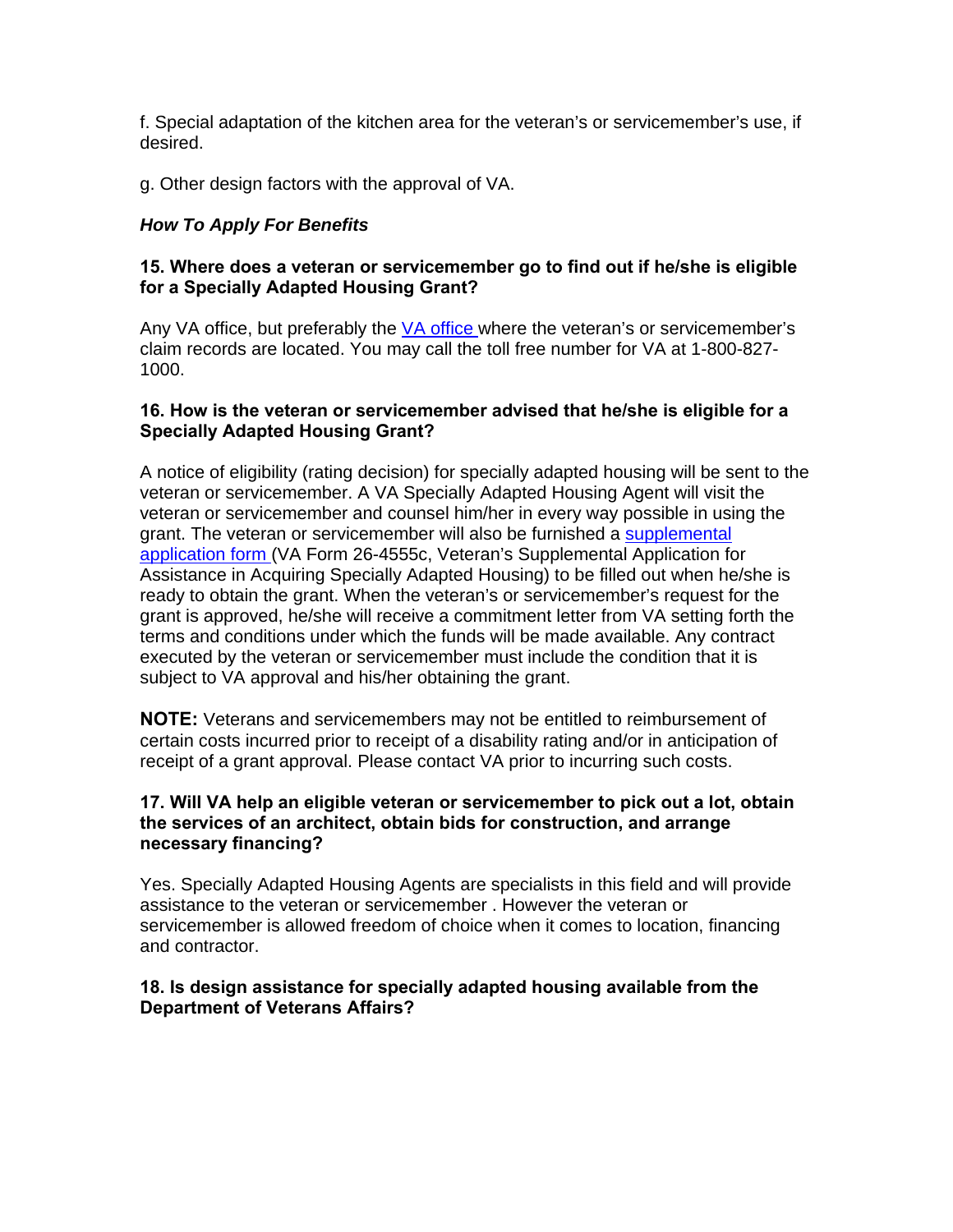f. Special adaptation of the kitchen area for the veteran's or servicemember's use, if desired.

g. Other design factors with the approval of VA.

### *How To Apply For Benefits*

**15. Where does a veteran or servicemember go to find out if he/she is eligible for a Specially Adapted Housing Grant?**

Any VA office, but preferably the VA office where the veteran's or servicemember's claim records are located. You may call the toll free number for VA at 1-800-827-1000.

**16. How is the veteran or servicemember advised that he/she is eligible for a Specially Adapted Housing Grant?**

A notice of eligibility (rating decision) for specially adapted housing will be sent to the veteran or servicemember. A VA Specially Adapted Housing Agent will visit the veteran or servicemember and counsel him/her in every way possible in using the grant. The veteran or servicemember will also be furnished a supplemental application form (VA Form 26-4555c, Veteran's Supplemental Application for Assistance in Acquiring Specially Adapted Housing) to be filled out when he/she is ready to obtain the grant. When the veteran's or servicemember's request for the grant is approved, he/she will receive a commitment letter from VA setting forth the terms and conditions under which the funds will be made available. Any contract executed by the veteran or servicemember must include the condition that it is subject to VA approval and his/her obtaining the grant.

**NOTE:** Veterans and servicemembers may not be entitled to reimbursement of certain costs incurred prior to receipt of a disability rating and/or in anticipation of receipt of a grant approval. Please contact VA prior to incurring such costs.

**17. Will VA help an eligible veteran or servicemember to pick out a lot, obtain the services of an architect, obtain bids for construction, and arrange necessary financing?**

Yes. Specially Adapted Housing Agents are specialists in this field and will provide assistance to the veteran or servicemember . However the veteran or servicemember is allowed freedom of choice when it comes to location, financing and contractor.

**18. Is design assistance for specially adapted housing available from the Department of Veterans Affairs?**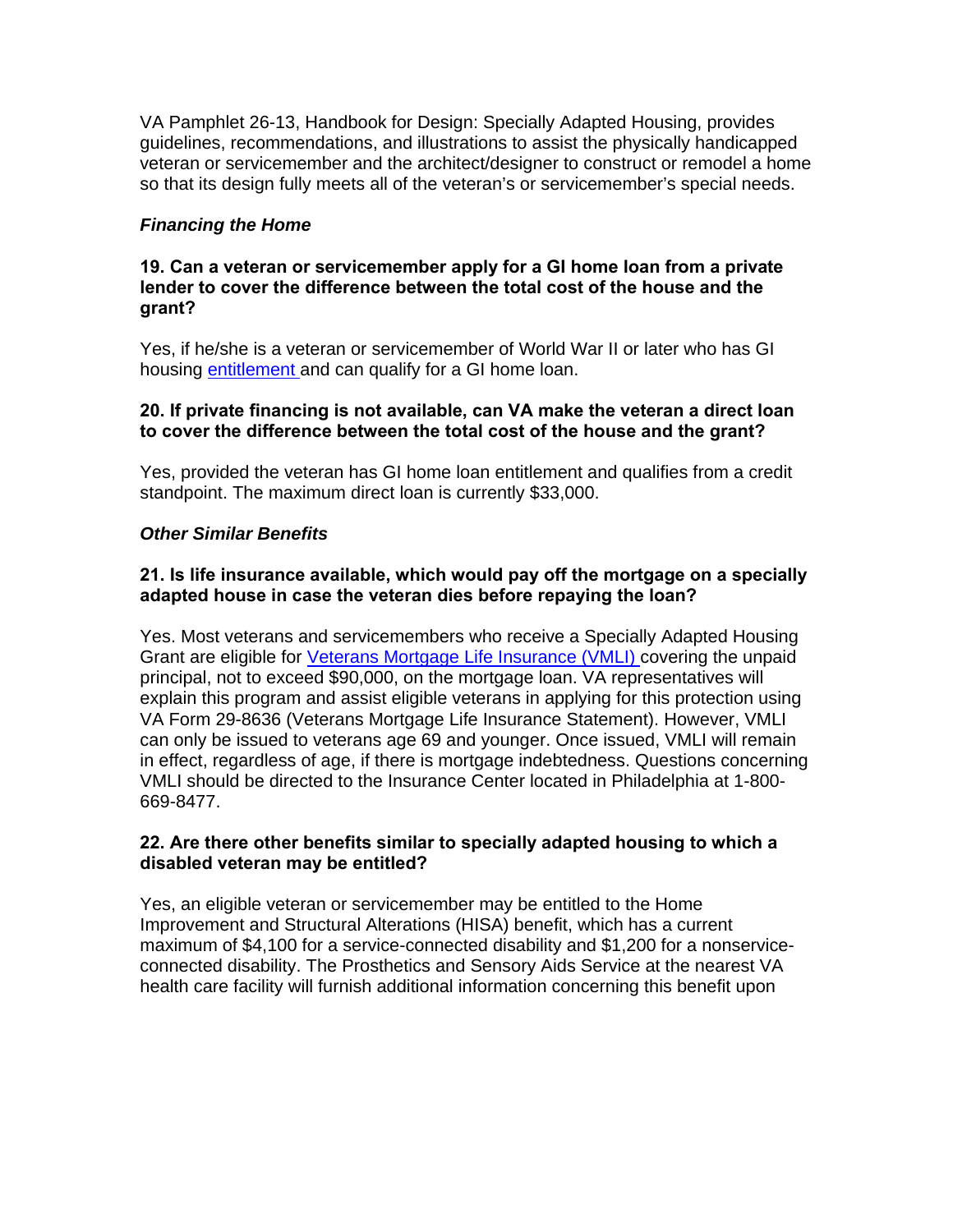VA Pamphlet 26-13, Handbook for Design: Specially Adapted Housing, provides guidelines, recommendations, and illustrations to assist the physically handicapped veteran or servicemember and the architect/designer to construct or remodel a home so that its design fully meets all of the veteran's or servicemember's special needs.

***Financing the Home***

**19. Can a veteran or servicemember apply for a GI home loan from a private lender to cover the difference between the total cost of the house and the grant?**

Yes, if he/she is a veteran or servicemember of World War II or later who has GI housing entitlement and can qualify for a GI home loan.

**20. If private financing is not available, can VA make the veteran a direct loan to cover the difference between the total cost of the house and the grant?**

Yes, provided the veteran has GI home loan entitlement and qualifies from a credit standpoint. The maximum direct loan is currently $33,000.

***Other Similar Benefits***

**21. Is life insurance available, which would pay off the mortgage on a specially adapted house in case the veteran dies before repaying the loan?**

Yes. Most veterans and servicemembers who receive a Specially Adapted Housing Grant are eligible for Veterans Mortgage Life Insurance (VMLI) covering the unpaid principal, not to exceed $90,000, on the mortgage loan. VA representatives will explain this program and assist eligible veterans in applying for this protection using VA Form 29-8636 (Veterans Mortgage Life Insurance Statement). However, VMLI can only be issued to veterans age 69 and younger. Once issued, VMLI will remain in effect, regardless of age, if there is mortgage indebtedness. Questions concerning VMLI should be directed to the Insurance Center located in Philadelphia at 1-800-669-8477.

**22. Are there other benefits similar to specially adapted housing to which a disabled veteran may be entitled?**

Yes, an eligible veteran or servicemember may be entitled to the Home Improvement and Structural Alterations (HISA) benefit, which has a current maximum of $4,100 for a service-connected disability and $1,200 for a nonservice-connected disability. The Prosthetics and Sensory Aids Service at the nearest VA health care facility will furnish additional information concerning this benefit upon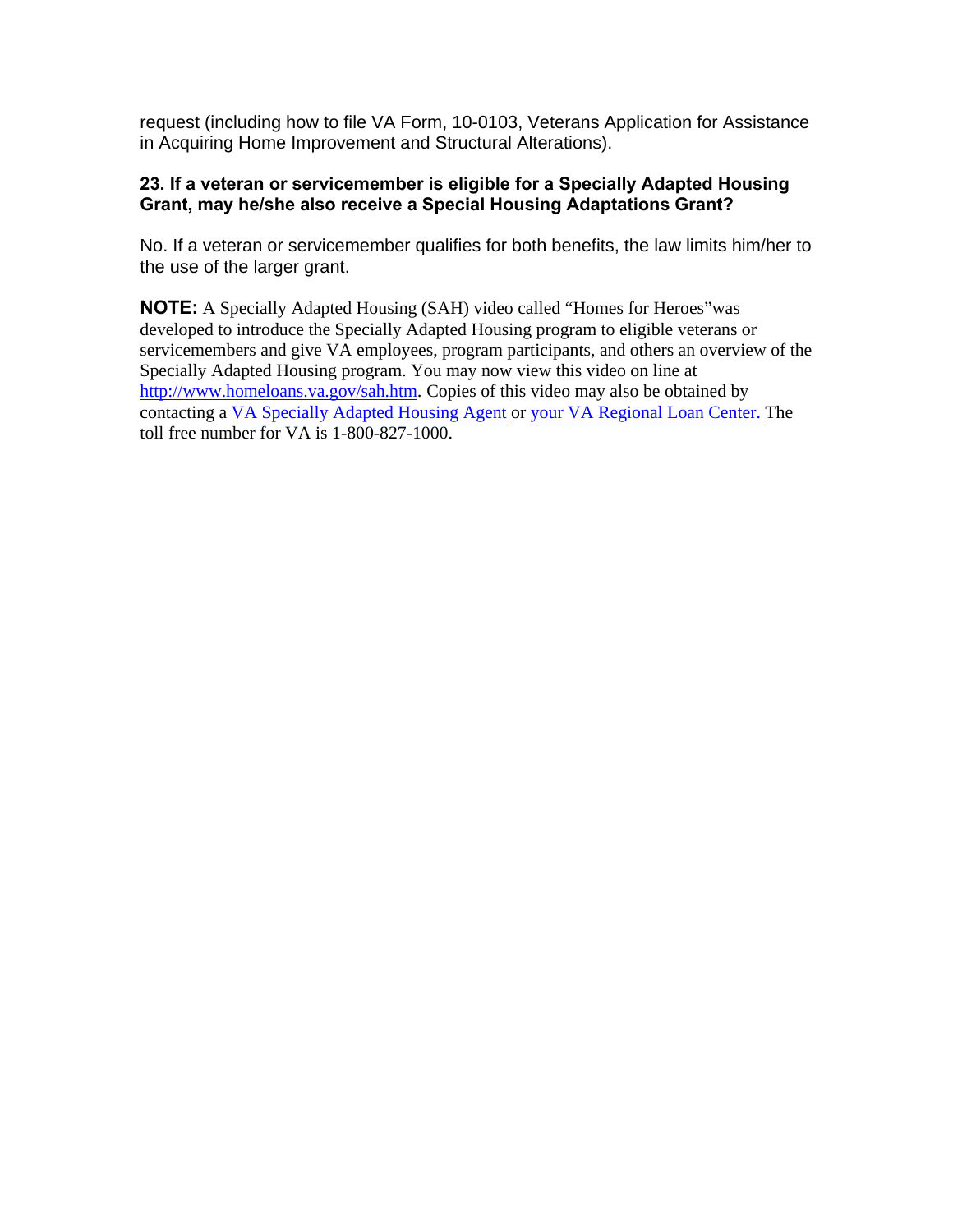request (including how to file VA Form, 10-0103, Veterans Application for Assistance in Acquiring Home Improvement and Structural Alterations).

**23. If a veteran or servicemember is eligible for a Specially Adapted Housing Grant, may he/she also receive a Special Housing Adaptations Grant?**

No. If a veteran or servicemember qualifies for both benefits, the law limits him/her to the use of the larger grant.

**NOTE:** A Specially Adapted Housing (SAH) video called "Homes for Heroes"was developed to introduce the Specially Adapted Housing program to eligible veterans or servicemembers and give VA employees, program participants, and others an overview of the Specially Adapted Housing program. You may now view this video on line at [http://www.homeloans.va.gov/sah.htm](http://www.homeloans.va.gov/sah.htm). Copies of this video may also be obtained by contacting a [VA Specially Adapted Housing Agent](#) or [your VA Regional Loan Center.](#) The toll free number for VA is 1-800-827-1000.